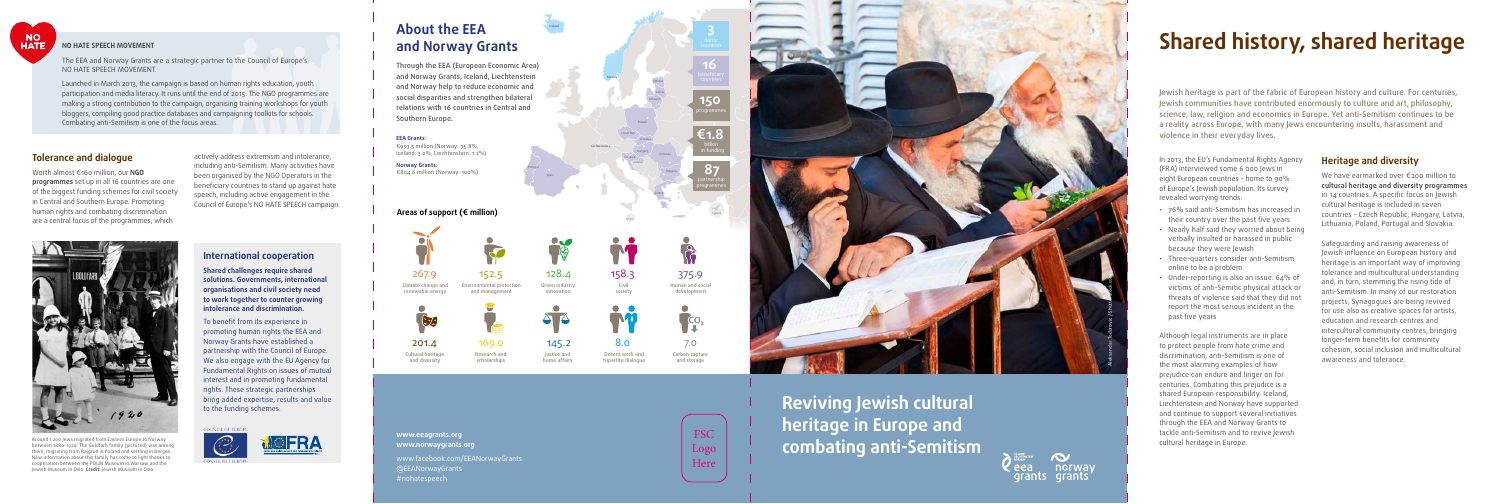## NO HATE SPEECH MOVEMENT

The EEA and Norway Grants are a strategic partner to the Council of Europe's NO HATE SPEECH MOVEMENT.

Launched in March 2013, the campaign is based on human rights education, youth participation and media literacy. It runs until the end of 2015. The NGO programmes are making a strong contribution to the campaign, organising training workshops for youth bloggers, compiling good practice databases and campaigning toolkits for schools. Combating anti-Semitism is one of the focus areas.

## Tolerance and dialogue

Worth almost €160 million, our **NGO programmes** set up in all 16 countries are one of the biggest funding schemes for civil society in Central and Southern Europe. Promoting human rights and combating discrimination are a central focus of the programmes, which actively address extremism and intolerance, including anti-Semitism. Many activities have been organised by the NGO Operators in the beneficiary countries to stand up against hate speech, including active engagement in the Council of Europe's NO HATE SPEECH campaign.

Around 1 200 Jews migrated from Eastern Europe to Norway between 1880-1920. The Goldfarb family (pictured) was among them, migrating from Raygrod in Poland and settling in Bergen. New information about this family has come to light thanks to cooperation between the POLIN Museum in Warsaw and the Jewish Museum in Oslo. **Credit:** Jewish Museum in Oslo

## International cooperation

**Shared challenges require shared solutions. Governments, international organisations and civil society need to work together to counter growing intolerance and discrimination.**

To benefit from its experience in promoting human rights the EEA and Norway Grants have established a partnership with the Council of Europe. We also engage with the EU Agency for Fundamental Rights on issues of mutual interest and in promoting fundamental rights. These strategic partnerships bring added expertise, results and value to the funding schemes.

## About the EEA and Norway Grants

Through the EEA (European Economic Area) and Norway Grants, Iceland, Liechtenstein and Norway help to reduce economic and social disparities and strengthen bilateral relations with 16 countries in Central and Southern Europe.

**EEA Grants:**
€993.5 million (Norway: 95.8%, Iceland: 3.0%, Liechtenstein: 1.2%)

**Norway Grants:**
€804.6 million (Norway: 100%)

- **3** donor countries
- **16** beneficiary countries
- **150** programmes
- **€1.8** billion in funding
- **87** partnership programmes

### Areas of support (€ million)

| Amount | Area |
|---|---|
| 267.9 | Climate change and renewable energy |
| 152.5 | Environmental protection and management |
| 128.4 | Green industry innovation |
| 158.3 | Civil society |
| 375.9 | Human and social development |
| 201.4 | Cultural heritage and diversity |
| 169.0 | Research and scholarships |
| 145.2 | Justice and home affairs |
| 8.0 | Decent work and tripartite dialogue |
| 7.0 | Carbon capture and storage |

www.eeagrants.org
www.norwaygrants.org

www.facebook.com/EEANorwayGrants
@EEANorwayGrants
#nohatespeech

# Reviving Jewish cultural heritage in Europe and combating anti-Semitism

# Shared history, shared heritage

Jewish heritage is part of the fabric of European history and culture. For centuries, Jewish communities have contributed enormously to culture and art, philosophy, science, law, religion and economics in Europe. Yet anti-Semitism continues to be a reality across Europe, with many Jews encountering insults, harassment and violence in their everyday lives.

In 2013, the EU's Fundamental Rights Agency (FRA) interviewed some 6 000 Jews in eight European countries - home to 90% of Europe's Jewish population. Its survey revealed worrying trends:

- 76% said anti-Semitism has increased in their country over the past five years
- Nearly half said they worried about being verbally insulted or harassed in public because they were Jewish
- Three-quarters consider anti-Semitism online to be a problem
- Under-reporting is also an issue. 64% of victims of anti-Semitic physical attack or threats of violence said that they did not report the most serious incident in the past five years

Although legal instruments are in place to protect people from hate crime and discrimination, anti-Semitism is one of the most alarming examples of how prejudice can endure and linger on for centuries. Combating this prejudice is a shared European responsibility. Iceland, Liechtenstein and Norway have supported and continue to support several initiatives through the EEA and Norway Grants to tackle anti-Semitism and to revive Jewish cultural heritage in Europe.

## Heritage and diversity

We have earmarked over €200 million to **cultural heritage and diversity programmes** in 14 countries. A specific focus on Jewish cultural heritage is included in seven countries – Czech Republic, Hungary, Latvia, Lithuania, Poland, Portugal and Slovakia.

Safeguarding and raising awareness of Jewish influence on European history and heritage is an important way of improving tolerance and multicultural understanding and, in turn, stemming the rising tide of anti-Semitism. In many of our restoration projects, Synagogues are being revived for use also as creative spaces for artists, education and research centres and intercultural community centres, bringing longer-term benefits for community cohesion, social inclusion and multicultural awareness and tolerance.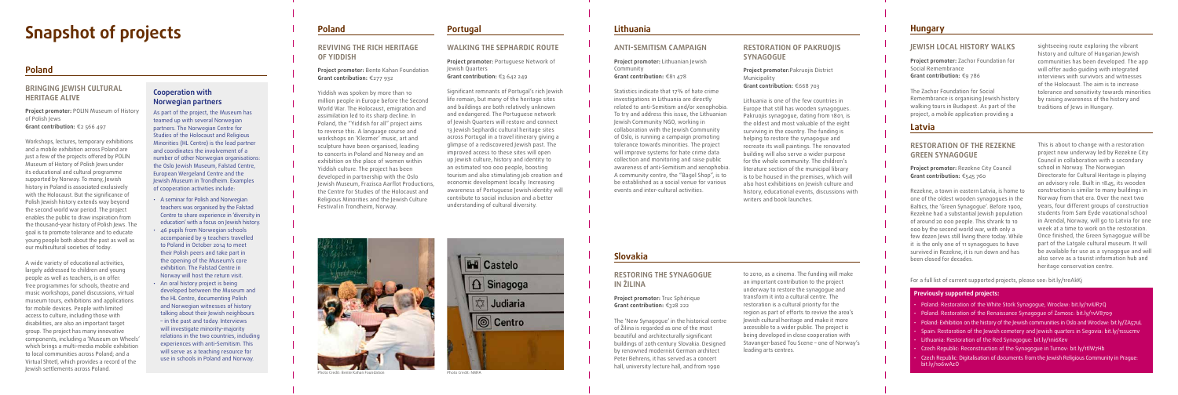# Snapshot of projects

## Poland

### BRINGING JEWISH CULTURAL HERITAGE ALIVE

**Project promoter:** POLIN Museum of History of Polish Jews
**Grant contribution:** €2 566 497

Workshops, lectures, temporary exhibitions and a mobile exhibition across Poland are just a few of the projects offered by POLIN Museum of History of Polish Jews under its educational and cultural programme supported by Norway. To many, Jewish history in Poland is associated exclusively with the Holocaust. But the significance of Polish Jewish history extends way beyond the second world war period. The project enables the public to draw inspiration from the thousand-year history of Polish Jews. The goal is to promote tolerance and to educate young people both about the past as well as our multicultural societies of today.

A wide variety of educational activities, largely addressed to children and young people as well as teachers, is on offer: free programmes for schools, theatre and music workshops, panel discussions, virtual museum tours, exhibitions and applications for mobile devices. People with limited access to culture, including those with disabilities, are also an important target group. The project has many innovative components, including a 'Museum on Wheels' which brings a multi-media mobile exhibition to local communities across Poland; and a Virtual Shtetl, which provides a record of the Jewish settlements across Poland.

#### Cooperation with Norwegian partners

As part of the project, the Museum has teamed up with several Norwegian partners. The Norwegian Centre for Studies of the Holocaust and Religious Minorities (HL Centre) is the lead partner and coordinates the involvement of a number of other Norwegian organisations: the Oslo Jewish Museum, Falstad Centre, European Wergeland Centre and the Jewish Museum in Trondheim. Examples of cooperation activities include:

- A seminar for Polish and Norwegian teachers was organised by the Falstad Centre to share experience in 'diversity in education' with a focus on Jewish history.
- 46 pupils from Norwegian schools accompanied by 9 teachers travelled to Poland in October 2014 to meet their Polish peers and take part in the opening of the Museum's core exhibition. The Falstad Centre in Norway will host the return visit.
- An oral history project is being developed between the Museum and the HL Centre, documenting Polish and Norwegian witnesses of history talking about their Jewish neighbours – in the past and today. Interviews will investigate minority-majority relations in the two countries, including experiences with anti-Semitism. This will serve as a teaching resource for use in schools in Poland and Norway.

## Poland

### REVIVING THE RICH HERITAGE OF YIDDISH

**Project promoter:** Bente Kahan Foundation
**Grant contribution:** €277 932

Yiddish was spoken by more than 10 million people in Europe before the Second World War. The Holocaust, emigration and assimilation led to its sharp decline. In Poland, the "Yiddish for all" project aims to reverse this. A language course and workshops on 'Klezmer' music, art and sculpture have been organised, leading to concerts in Poland and Norway and an exhibition on the place of women within Yiddish culture. The project has been developed in partnership with the Oslo Jewish Museum, Frazisca Aarflot Productions, the Centre for Studies of the Holocaust and Religious Minorities and the Jewish Culture Festival in Trondheim, Norway.

Photo Credit: Bente Kahan Foundation

## Portugal

### WALKING THE SEPHARDIC ROUTE

**Project promoter:** Portuguese Network of Jewish Quarters
**Grant contribution:** €3 642 249

Significant remnants of Portugal's rich Jewish life remain, but many of the heritage sites and buildings are both relatively unknown and endangered. The Portuguese network of Jewish Quarters will restore and connect 13 Jewish Sephardic cultural heritage sites across Portugal in a travel itinerary giving a glimpse of a rediscovered Jewish past. The improved access to these sites will open up Jewish culture, history and identity to an estimated 100 000 people, boosting tourism and also stimulating job creation and economic development locally. Increasing awareness of Portuguese Jewish identity will contribute to social inclusion and a better understanding of cultural diversity.

Photo Credit: NMFA

## Lithuania

### ANTI-SEMITISM CAMPAIGN

**Project promoter:** Lithuanian Jewish Community
**Grant contribution:** €81 478

Statistics indicate that 17% of hate crime investigations in Lithuania are directly related to anti-Semitism and/or xenophobia. To try and address this issue, the Lithuanian Jewish Community NGO, working in collaboration with the Jewish Community of Oslo, is running a campaign promoting tolerance towards minorities. The project will improve systems for hate crime data collection and monitoring and raise public awareness of anti-Semitism and xenophobia. A community centre, the "Bagel Shop", is to be established as a social venue for various events and inter-cultural activities.

### RESTORATION OF PAKRUOJIS SYNAGOGUE

**Project promoter:** Pakruojis District Municipality
**Grant contribution:** €668 703

Lithuania is one of the few countries in Europe that still has wooden synagogues. Pakruojis synagogue, dating from 1801, is the oldest and most valuable of the eight surviving in the country. The funding is helping to restore the synagogue and recreate its wall paintings. The renovated building will also serve a wider purpose for the whole community. The children's literature section of the municipal library is to be housed in the premises, which will also host exhibitions on Jewish culture and history, educational events, discussions with writers and book launches.

## Slovakia

### RESTORING THE SYNAGOGUE IN ŽILINA

**Project promoter:** Truc Sphérique
**Grant contribution:** €328 222

The 'New Synagogue' in the historical centre of Žilina is regarded as one of the most beautiful and architecturally significant buildings of 20th century Slovakia. Designed by renowned modernist German architect Peter Behrens, it has served as a concert hall, university lecture hall, and from 1990 to 2010, as a cinema. The funding will make an important contribution to the project underway to restore the synagogue and transform it into a cultural centre. The restoration is a cultural priority for the region as part of efforts to revive the area's Jewish cultural heritage and make it more accessible to a wider public. The project is being developed in close cooperation with Stavanger-based Tou Scene – one of Norway's leading arts centres.

## Hungary

### JEWISH LOCAL HISTORY WALKS

**Project promoter:** Zachor Foundation for Social Remembrance
**Grant contribution:** €9 786

The Zachor Foundation for Social Remembrance is organising Jewish history walking tours in Budapest. As part of the project, a mobile application providing a sightseeing route exploring the vibrant history and culture of Hungarian Jewish communities has been developed. The app will offer audio guiding with integrated interviews with survivors and witnesses of the Holocaust. The aim is to increase tolerance and sensitivity towards minorities by raising awareness of the history and traditions of Jews in Hungary.

## Latvia

### RESTORATION OF THE REZEKNE GREEN SYNAGOGUE

**Project promoter:** Rezekne City Council
**Grant contribution:** €545 760

Rezekne, a town in eastern Latvia, is home to one of the oldest wooden synagogues in the Baltics, the 'Green Synagogue'. Before 1900, Rezekne had a substantial Jewish population of around 20 000 people. This shrank to 10 000 by the second world war, with only a few dozen Jews still living there today. While it is the only one of 11 synagogues to have survived in Rezekne, it is run down and has been closed for decades.

This is about to change with a restoration project now underway led by Rezekne City Council in collaboration with a secondary school in Norway. The Norwegian Directorate for Cultural Heritage is playing an advisory role. Built in 1845, its wooden construction is similar to many buildings in Norway from that era. Over the next two years, four different groups of construction students from Sam Eyde vocational school in Arendal, Norway, will go to Latvia for one week at a time to work on the restoration. Once finished, the Green Synagogue will be part of the Latgale cultural museum. It will be available for use as a synagogue and will also serve as a tourist information hub and heritage conservation centre.

For a full list of current supported projects, please see: bit.ly/1reAikj

#### Previously supported projects:

- Poland: Restoration of the White Stork Synagogue, Wroclaw: bit.ly/1vKJR7Q
- Poland: Restoration of the Renaissance Synagogue of Zamosc: bit.ly/1vV87o9
- Poland: Exhibition on the history of the Jewish communities in Oslo and Wroclaw: bit.ly/ZA57uL
- Spain: Restoration of the Jewish cemetery and Jewish quarters in Segovia: bit.ly/1ssucmv
- Lithuania: Restoration of the Red Synagogue: bit.ly/1ni6Xev
- Czech Republic: Reconstruction of the Synagogue in Turnov: bit.ly/1tlW7Hb
- Czech Republic: Digitalisation of documents from the Jewish Religious Community in Prague: bit.ly/1o6wAzO